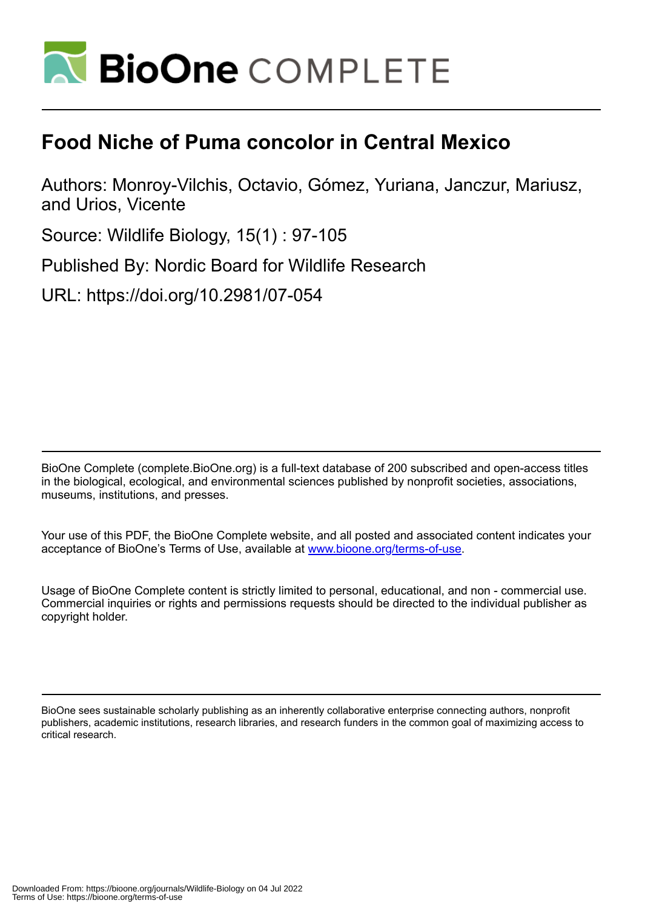# Food Niche of Puma concolor in Central Mexico

Authors: Monroy-Vilchis, Octavio, Gómez, Yuriana, Janczur, Mariusz, and Urios, Vicente

Source: Wildlife Biology, 15(1) : 97-105

Published By: Nordic Board for Wildlife Research

URL: https://doi.org/10.2981/07-054

BioOne Complete (complete.BioOne.org) is a full-text database of 200 subscribed and open-access titles in the biological, ecological, and environmental sciences published by nonprofit societies, associations, museums, institutions, and presses.

Your use of this PDF, the BioOne Complete website, and all posted and associated content indicates your acceptance of BioOne's Terms of Use, available at www.bioone.org/terms-of-use.

Usage of BioOne Complete content is strictly limited to personal, educational, and non - commercial use. Commercial inquiries or rights and permissions requests should be directed to the individual publisher as copyright holder.

BioOne sees sustainable scholarly publishing as an inherently collaborative enterprise connecting authors, nonprofit publishers, academic institutions, research libraries, and research funders in the common goal of maximizing access to critical research.

Downloaded From: https://bioone.org/journals/Wildlife-Biology on 04 Jul 2022
Terms of Use: https://bioone.org/terms-of-use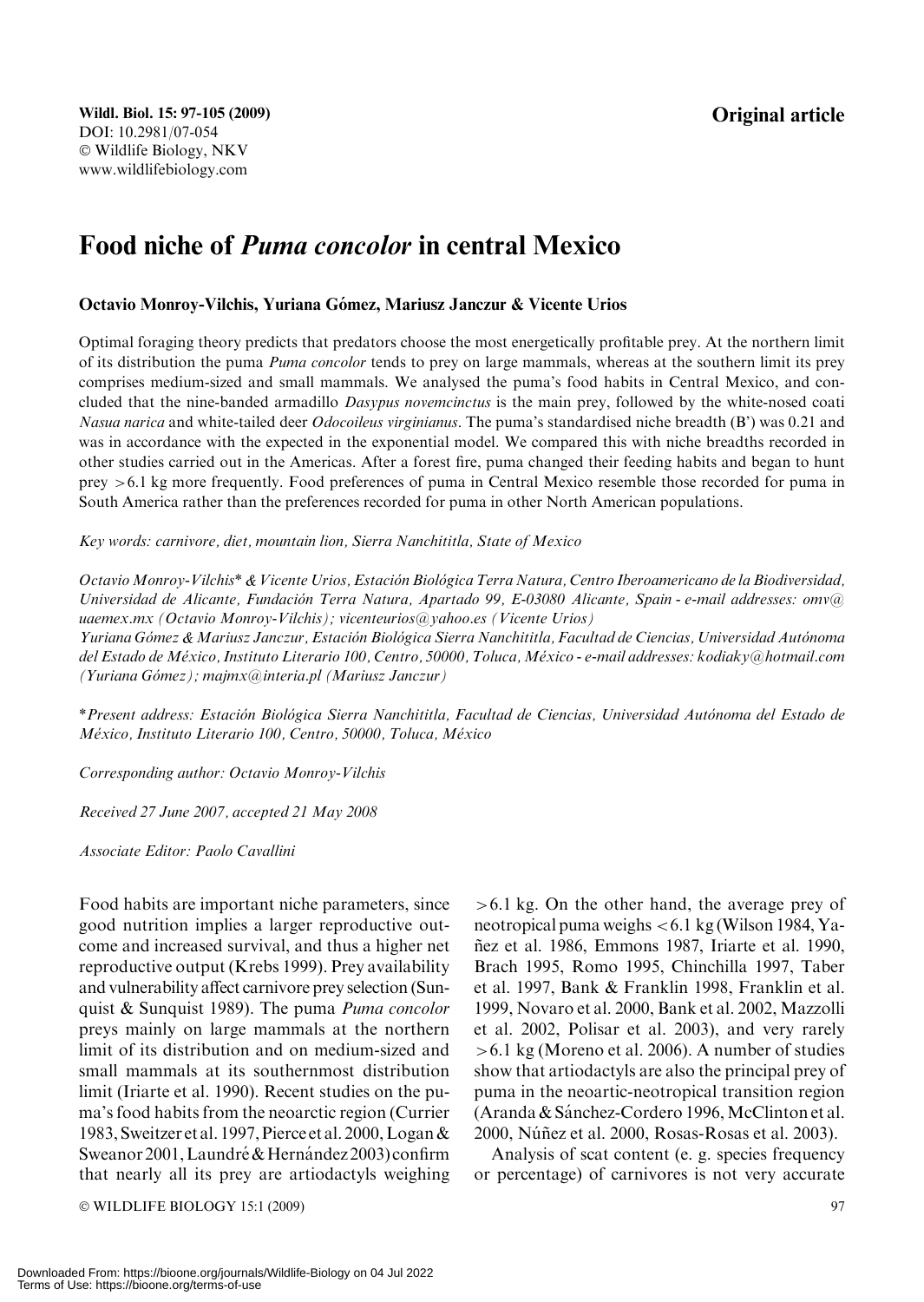Wildl. Biol. 15: 97-105 (2009)
DOI: 10.2981/07-054
© Wildlife Biology, NKV
www.wildlifebiology.com

**Original article**

# Food niche of *Puma concolor* in central Mexico

**Octavio Monroy-Vilchis, Yuriana Gómez, Mariusz Janczur & Vicente Urios**

Optimal foraging theory predicts that predators choose the most energetically profitable prey. At the northern limit of its distribution the puma *Puma concolor* tends to prey on large mammals, whereas at the southern limit its prey comprises medium-sized and small mammals. We analysed the puma's food habits in Central Mexico, and concluded that the nine-banded armadillo *Dasypus novemcinctus* is the main prey, followed by the white-nosed coati *Nasua narica* and white-tailed deer *Odocoileus virginianus*. The puma's standardised niche breadth (B') was 0.21 and was in accordance with the expected in the exponential model. We compared this with niche breadths recorded in other studies carried out in the Americas. After a forest fire, puma changed their feeding habits and began to hunt prey >6.1 kg more frequently. Food preferences of puma in Central Mexico resemble those recorded for puma in South America rather than the preferences recorded for puma in other North American populations.

*Key words: carnivore, diet, mountain lion, Sierra Nanchititla, State of Mexico*

*Octavio Monroy-Vilchis\* & Vicente Urios, Estación Biológica Terra Natura, Centro Iberoamericano de la Biodiversidad, Universidad de Alicante, Fundación Terra Natura, Apartado 99, E-03080 Alicante, Spain - e-mail addresses: omv@uaemex.mx (Octavio Monroy-Vilchis); vicenteurios@yahoo.es (Vicente Urios)*
*Yuriana Gómez & Mariusz Janczur, Estación Biológica Sierra Nanchititla, Facultad de Ciencias, Universidad Autónoma del Estado de México, Instituto Literario 100, Centro, 50000, Toluca, México - e-mail addresses: kodiaky@hotmail.com (Yuriana Gómez); majmx@interia.pl (Mariusz Janczur)*

*\*Present address: Estación Biológica Sierra Nanchititla, Facultad de Ciencias, Universidad Autónoma del Estado de México, Instituto Literario 100, Centro, 50000, Toluca, México*

*Corresponding author: Octavio Monroy-Vilchis*

*Received 27 June 2007, accepted 21 May 2008*

*Associate Editor: Paolo Cavallini*

Food habits are important niche parameters, since good nutrition implies a larger reproductive outcome and increased survival, and thus a higher net reproductive output (Krebs 1999). Prey availability and vulnerability affect carnivore prey selection (Sunquist & Sunquist 1989). The puma *Puma concolor* preys mainly on large mammals at the northern limit of its distribution and on medium-sized and small mammals at its southernmost distribution limit (Iriarte et al. 1990). Recent studies on the puma's food habits from the neoarctic region (Currier 1983, Sweitzer et al. 1997, Pierce et al. 2000, Logan & Sweanor 2001, Laundré & Hernández 2003) confirm that nearly all its prey are artiodactyls weighing >6.1 kg. On the other hand, the average prey of neotropical puma weighs <6.1 kg (Wilson 1984, Yañez et al. 1986, Emmons 1987, Iriarte et al. 1990, Brach 1995, Romo 1995, Chinchilla 1997, Taber et al. 1997, Bank & Franklin 1998, Franklin et al. 1999, Novaro et al. 2000, Bank et al. 2002, Mazzolli et al. 2002, Polisar et al. 2003), and very rarely >6.1 kg (Moreno et al. 2006). A number of studies show that artiodactyls are also the principal prey of puma in the neoartic-neotropical transition region (Aranda & Sánchez-Cordero 1996, McClinton et al. 2000, Núñez et al. 2000, Rosas-Rosas et al. 2003).

Analysis of scat content (e. g. species frequency or percentage) of carnivores is not very accurate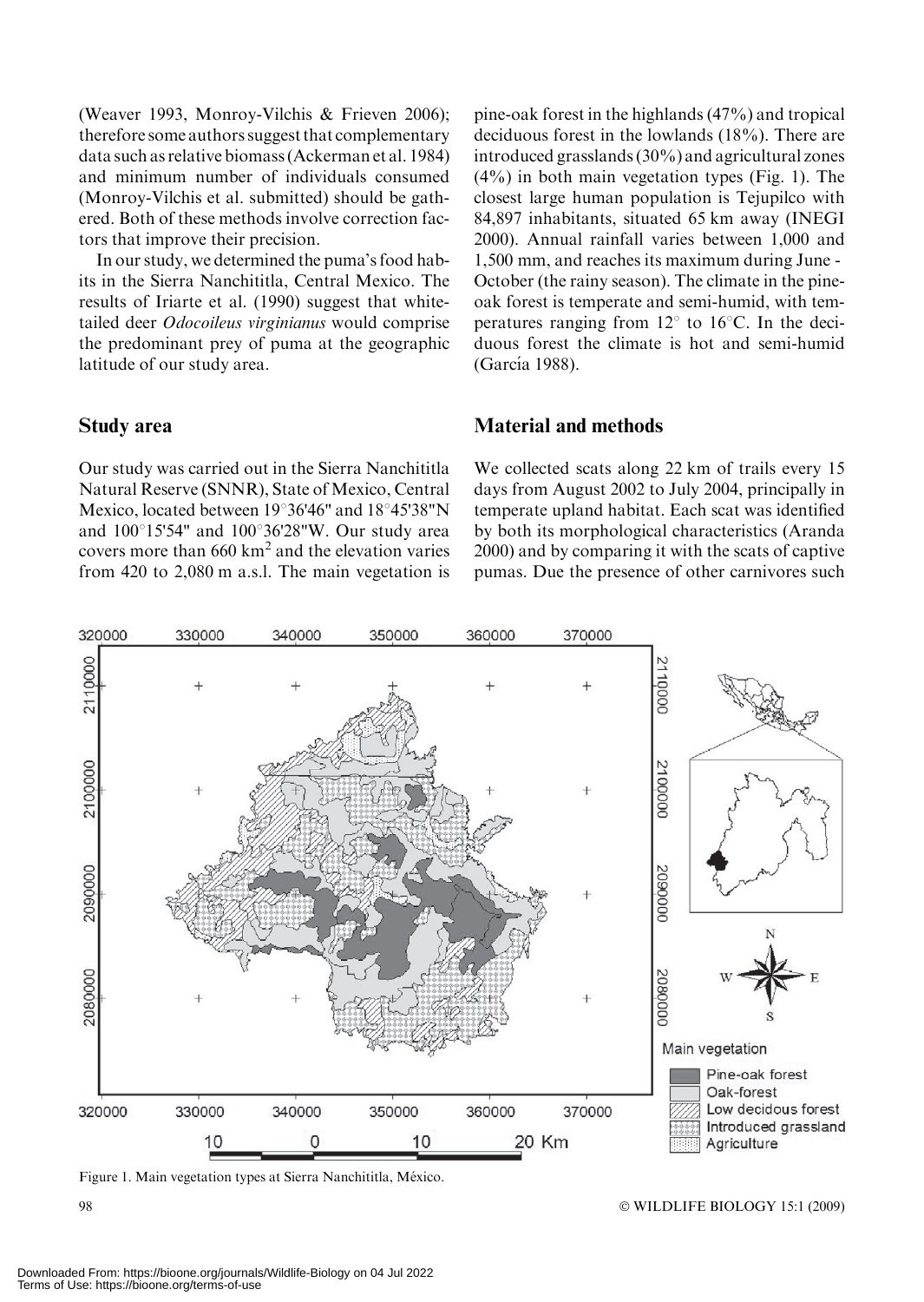(Weaver 1993, Monroy-Vilchis & Frieven 2006); therefore some authors suggest that complementary data such as relative biomass (Ackerman et al. 1984) and minimum number of individuals consumed (Monroy-Vilchis et al. submitted) should be gathered. Both of these methods involve correction factors that improve their precision.

In our study, we determined the puma's food habits in the Sierra Nanchititla, Central Mexico. The results of Iriarte et al. (1990) suggest that white-tailed deer *Odocoileus virginianus* would comprise the predominant prey of puma at the geographic latitude of our study area.

## Study area

Our study was carried out in the Sierra Nanchititla Natural Reserve (SNNR), State of Mexico, Central Mexico, located between 19°36'46" and 18°45'38"N and 100°15'54" and 100°36'28"W. Our study area covers more than 660 km$^2$ and the elevation varies from 420 to 2,080 m a.s.l. The main vegetation is pine-oak forest in the highlands (47%) and tropical deciduous forest in the lowlands (18%). There are introduced grasslands (30%) and agricultural zones (4%) in both main vegetation types (Fig. 1). The closest large human population is Tejupilco with 84,897 inhabitants, situated 65 km away (INEGI 2000). Annual rainfall varies between 1,000 and 1,500 mm, and reaches its maximum during June - October (the rainy season). The climate in the pine-oak forest is temperate and semi-humid, with temperatures ranging from 12° to 16°C. In the deciduous forest the climate is hot and semi-humid (García 1988).

## Material and methods

We collected scats along 22 km of trails every 15 days from August 2002 to July 2004, principally in temperate upland habitat. Each scat was identified by both its morphological characteristics (Aranda 2000) and by comparing it with the scats of captive pumas. Due the presence of other carnivores such

Figure 1. Main vegetation types at Sierra Nanchititla, México.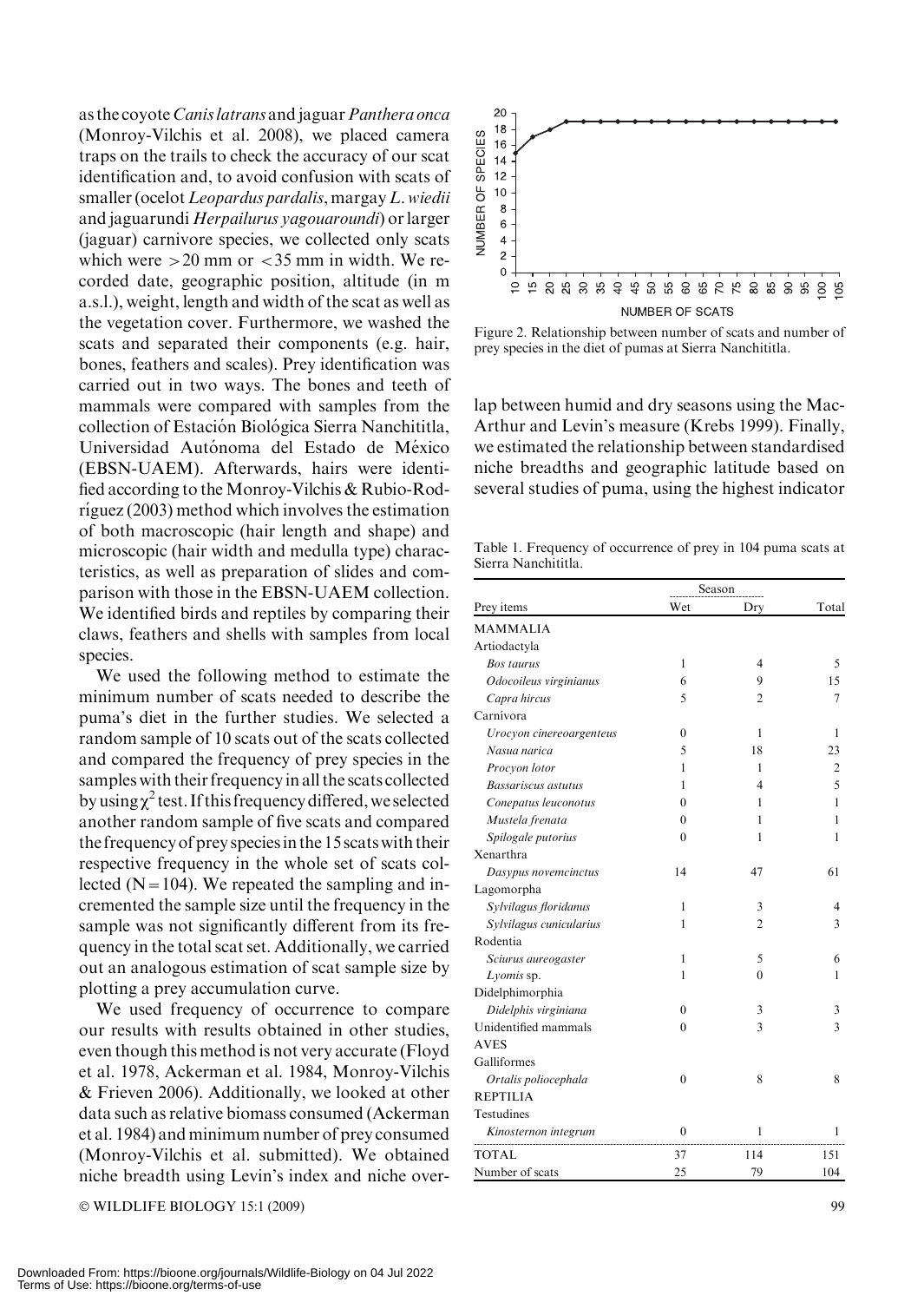as the coyote *Canis latrans* and jaguar *Panthera onca* (Monroy-Vilchis et al. 2008), we placed camera traps on the trails to check the accuracy of our scat identification and, to avoid confusion with scats of smaller (ocelot *Leopardus pardalis*, margay *L. wiedii* and jaguarundi *Herpailurus yagouaroundi*) or larger (jaguar) carnivore species, we collected only scats which were >20 mm or <35 mm in width. We recorded date, geographic position, altitude (in m a.s.l.), weight, length and width of the scat as well as the vegetation cover. Furthermore, we washed the scats and separated their components (e.g. hair, bones, feathers and scales). Prey identification was carried out in two ways. The bones and teeth of mammals were compared with samples from the collection of Estación Biológica Sierra Nanchititla, Universidad Autónoma del Estado de México (EBSN-UAEM). Afterwards, hairs were identified according to the Monroy-Vilchis & Rubio-Rodríguez (2003) method which involves the estimation of both macroscopic (hair length and shape) and microscopic (hair width and medulla type) characteristics, as well as preparation of slides and comparison with those in the EBSN-UAEM collection. We identified birds and reptiles by comparing their claws, feathers and shells with samples from local species.

We used the following method to estimate the minimum number of scats needed to describe the puma's diet in the further studies. We selected a random sample of 10 scats out of the scats collected and compared the frequency of prey species in the samples with their frequency in all the scats collected by using $\chi^2$ test. If this frequency differed, we selected another random sample of five scats and compared the frequency of prey species in the 15 scats with their respective frequency in the whole set of scats collected (N = 104). We repeated the sampling and incremented the sample size until the frequency in the sample was not significantly different from its frequency in the total scat set. Additionally, we carried out an analogous estimation of scat sample size by plotting a prey accumulation curve.

We used frequency of occurrence to compare our results with results obtained in other studies, even though this method is not very accurate (Floyd et al. 1978, Ackerman et al. 1984, Monroy-Vilchis & Frieven 2006). Additionally, we looked at other data such as relative biomass consumed (Ackerman et al. 1984) and minimum number of prey consumed (Monroy-Vilchis et al. submitted). We obtained niche breadth using Levin's index and niche overlap between humid and dry seasons using the MacArthur and Levin's measure (Krebs 1999). Finally, we estimated the relationship between standardised niche breadths and geographic latitude based on several studies of puma, using the highest indicator

Figure 2. Relationship between number of scats and number of prey species in the diet of pumas at Sierra Nanchititla.

Table 1. Frequency of occurrence of prey in 104 puma scats at Sierra Nanchititla.

| Prey items | Season | | Total |
|---|---|---|---|
| | Wet | Dry | |
| MAMMALIA | | | |
| Artiodactyla | | | |
| *Bos taurus* | 1 | 4 | 5 |
| *Odocoileus virginianus* | 6 | 9 | 15 |
| *Capra hircus* | 5 | 2 | 7 |
| Carnivora | | | |
| *Urocyon cinereoargenteus* | 0 | 1 | 1 |
| *Nasua narica* | 5 | 18 | 23 |
| *Procyon lotor* | 1 | 1 | 2 |
| *Bassariscus astutus* | 1 | 4 | 5 |
| *Conepatus leuconotus* | 0 | 1 | 1 |
| *Mustela frenata* | 0 | 1 | 1 |
| *Spilogale putorius* | 0 | 1 | 1 |
| Xenarthra | | | |
| *Dasypus novemcinctus* | 14 | 47 | 61 |
| Lagomorpha | | | |
| *Sylvilagus floridanus* | 1 | 3 | 4 |
| *Sylvilagus cunicularius* | 1 | 2 | 3 |
| Rodentia | | | |
| *Sciurus aureogaster* | 1 | 5 | 6 |
| *Lyomis* sp. | 1 | 0 | 1 |
| Didelphimorphia | | | |
| *Didelphis virginiana* | 0 | 3 | 3 |
| Unidentified mammals | 0 | 3 | 3 |
| AVES | | | |
| Galliformes | | | |
| *Ortalis poliocephala* | 0 | 8 | 8 |
| REPTILIA | | | |
| Testudines | | | |
| *Kinosternon integrum* | 0 | 1 | 1 |
| TOTAL | 37 | 114 | 151 |
| Number of scats | 25 | 79 | 104 |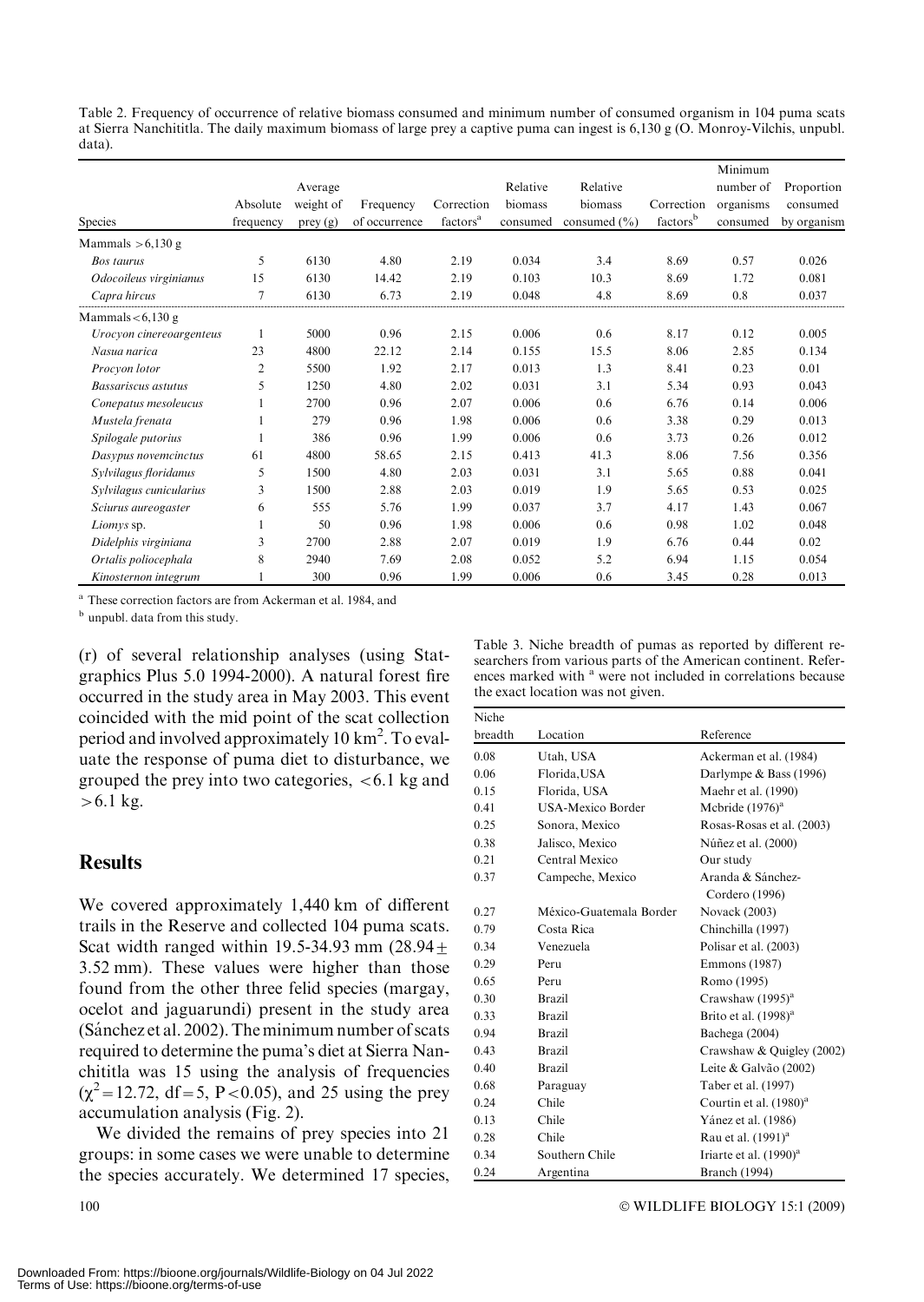Table 2. Frequency of occurrence of relative biomass consumed and minimum number of consumed organism in 104 puma scats at Sierra Nanchititla. The daily maximum biomass of large prey a captive puma can ingest is 6,130 g (O. Monroy-Vilchis, unpubl. data).

| Species | Absolute frequency | Average weight of prey (g) | Frequency of occurrence | Correction factors[a] | Relative biomass consumed | Relative biomass consumed (%) | Correction factors[b] | Minimum number of organisms consumed | Proportion consumed by organism |
|---|---|---|---|---|---|---|---|---|---|
| Mammals > 6,130 g | | | | | | | | | |
| *Bos taurus* | 5 | 6130 | 4.80 | 2.19 | 0.034 | 3.4 | 8.69 | 0.57 | 0.026 |
| *Odocoileus virginianus* | 15 | 6130 | 14.42 | 2.19 | 0.103 | 10.3 | 8.69 | 1.72 | 0.081 |
| *Capra hircus* | 7 | 6130 | 6.73 | 2.19 | 0.048 | 4.8 | 8.69 | 0.8 | 0.037 |
| Mammals < 6,130 g | | | | | | | | | |
| *Urocyon cinereoargenteus* | 1 | 5000 | 0.96 | 2.15 | 0.006 | 0.6 | 8.17 | 0.12 | 0.005 |
| *Nasua narica* | 23 | 4800 | 22.12 | 2.14 | 0.155 | 15.5 | 8.06 | 2.85 | 0.134 |
| *Procyon lotor* | 2 | 5500 | 1.92 | 2.17 | 0.013 | 1.3 | 8.41 | 0.23 | 0.01 |
| *Bassariscus astutus* | 5 | 1250 | 4.80 | 2.02 | 0.031 | 3.1 | 5.34 | 0.93 | 0.043 |
| *Conepatus mesoleucus* | 1 | 2700 | 0.96 | 2.07 | 0.006 | 0.6 | 6.76 | 0.14 | 0.006 |
| *Mustela frenata* | 1 | 279 | 0.96 | 1.98 | 0.006 | 0.6 | 3.38 | 0.29 | 0.013 |
| *Spilogale putorius* | 1 | 386 | 0.96 | 1.99 | 0.006 | 0.6 | 3.73 | 0.26 | 0.012 |
| *Dasypus novemcinctus* | 61 | 4800 | 58.65 | 2.15 | 0.413 | 41.3 | 8.06 | 7.56 | 0.356 |
| *Sylvilagus floridanus* | 5 | 1500 | 4.80 | 2.03 | 0.031 | 3.1 | 5.65 | 0.88 | 0.041 |
| *Sylvilagus cunicularius* | 3 | 1500 | 2.88 | 2.03 | 0.019 | 1.9 | 5.65 | 0.53 | 0.025 |
| *Sciurus aureogaster* | 6 | 555 | 5.76 | 1.99 | 0.037 | 3.7 | 4.17 | 1.43 | 0.067 |
| *Liomys* sp. | 1 | 50 | 0.96 | 1.98 | 0.006 | 0.6 | 0.98 | 1.02 | 0.048 |
| *Didelphis virginiana* | 3 | 2700 | 2.88 | 2.07 | 0.019 | 1.9 | 6.76 | 0.44 | 0.02 |
| *Ortalis poliocephala* | 8 | 2940 | 7.69 | 2.08 | 0.052 | 5.2 | 6.94 | 1.15 | 0.054 |
| *Kinosternon integrum* | 1 | 300 | 0.96 | 1.99 | 0.006 | 0.6 | 3.45 | 0.28 | 0.013 |

[a] These correction factors are from Ackerman et al. 1984, and

[b] unpubl. data from this study.

(r) of several relationship analyses (using Statgraphics Plus 5.0 1994-2000). A natural forest fire occurred in the study area in May 2003. This event coincided with the mid point of the scat collection period and involved approximately 10 km$^2$. To evaluate the response of puma diet to disturbance, we grouped the prey into two categories, < 6.1 kg and > 6.1 kg.

## Results

We covered approximately 1,440 km of different trails in the Reserve and collected 104 puma scats. Scat width ranged within 19.5-34.93 mm (28.94 $\pm$ 3.52 mm). These values were higher than those found from the other three felid species (margay, ocelot and jaguarundi) present in the study area (Sánchez et al. 2002). The minimum number of scats required to determine the puma's diet at Sierra Nanchititla was 15 using the analysis of frequencies ($\chi^2 = 12.72$, df = 5, $P < 0.05$), and 25 using the prey accumulation analysis (Fig. 2).

We divided the remains of prey species into 21 groups: in some cases we were unable to determine the species accurately. We determined 17 species,

Table 3. Niche breadth of pumas as reported by different researchers from various parts of the American continent. References marked with [a] were not included in correlations because the exact location was not given.

| Niche breadth | Location | Reference |
|---|---|---|
| 0.08 | Utah, USA | Ackerman et al. (1984) |
| 0.06 | Florida, USA | Darlympe & Bass (1996) |
| 0.15 | Florida, USA | Maehr et al. (1990) |
| 0.41 | USA-Mexico Border | Mcbride (1976)[a] |
| 0.25 | Sonora, Mexico | Rosas-Rosas et al. (2003) |
| 0.38 | Jalisco, Mexico | Núñez et al. (2000) |
| 0.21 | Central Mexico | Our study |
| 0.37 | Campeche, Mexico | Aranda & Sánchez-Cordero (1996) |
| 0.27 | México-Guatemala Border | Novack (2003) |
| 0.79 | Costa Rica | Chinchilla (1997) |
| 0.34 | Venezuela | Polisar et al. (2003) |
| 0.29 | Peru | Emmons (1987) |
| 0.65 | Peru | Romo (1995) |
| 0.30 | Brazil | Crawshaw (1995)[a] |
| 0.33 | Brazil | Brito et al. (1998)[a] |
| 0.94 | Brazil | Bachega (2004) |
| 0.43 | Brazil | Crawshaw & Quigley (2002) |
| 0.40 | Brazil | Leite & Galvão (2002) |
| 0.68 | Paraguay | Taber et al. (1997) |
| 0.24 | Chile | Courtin et al. (1980)[a] |
| 0.13 | Chile | Yánez et al. (1986) |
| 0.28 | Chile | Rau et al. (1991)[a] |
| 0.34 | Southern Chile | Iriarte et al. (1990)[a] |
| 0.24 | Argentina | Branch (1994) |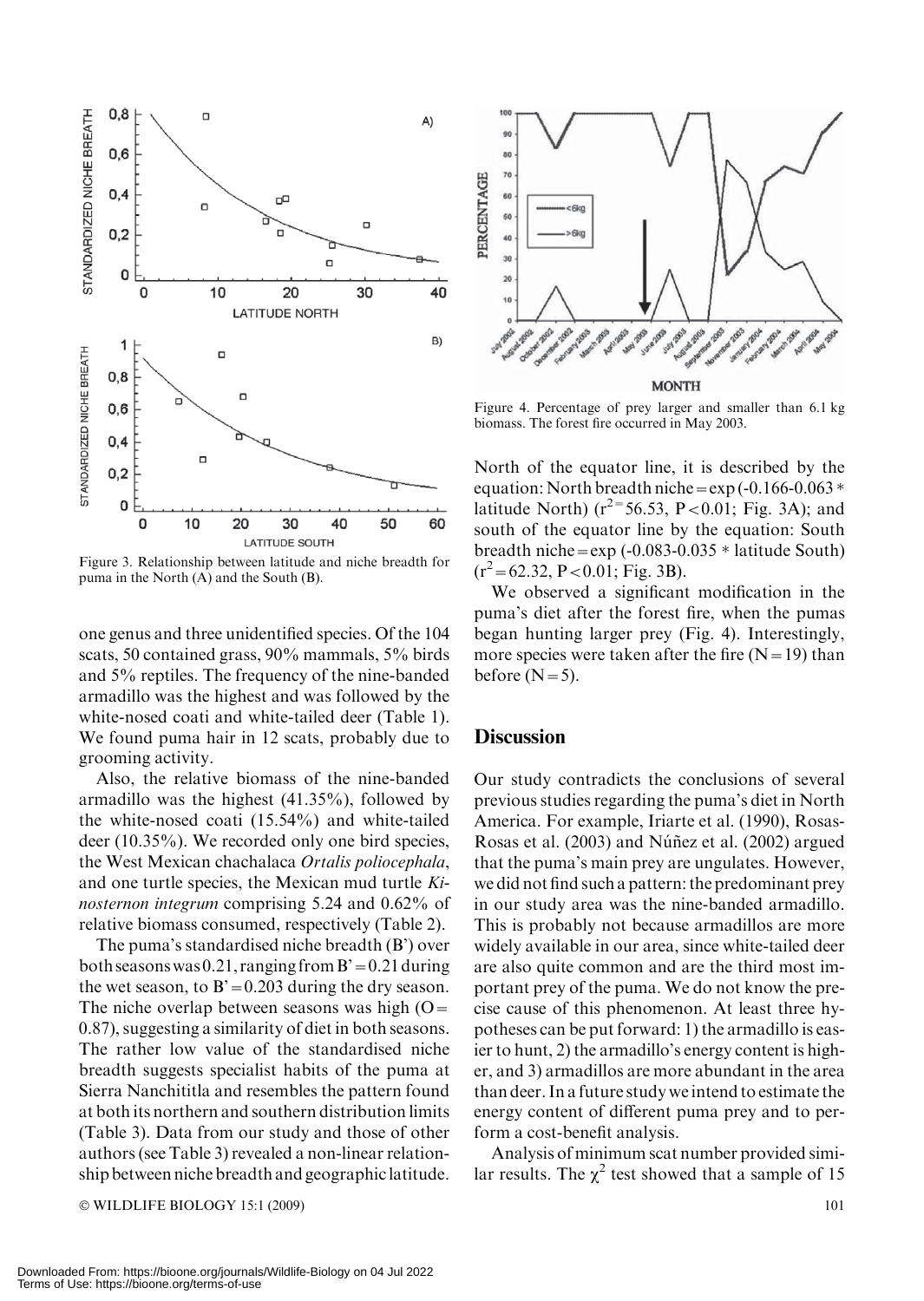Figure 3. Relationship between latitude and niche breadth for puma in the North (A) and the South (B).

Figure 4. Percentage of prey larger and smaller than 6.1 kg biomass. The forest fire occurred in May 2003.

one genus and three unidentified species. Of the 104 scats, 50 contained grass, 90% mammals, 5% birds and 5% reptiles. The frequency of the nine-banded armadillo was the highest and was followed by the white-nosed coati and white-tailed deer (Table 1). We found puma hair in 12 scats, probably due to grooming activity.

Also, the relative biomass of the nine-banded armadillo was the highest (41.35%), followed by the white-nosed coati (15.54%) and white-tailed deer (10.35%). We recorded only one bird species, the West Mexican chachalaca *Ortalis poliocephala*, and one turtle species, the Mexican mud turtle *Kinosternon integrum* comprising 5.24 and 0.62% of relative biomass consumed, respectively (Table 2).

The puma's standardised niche breadth (B') over both seasons was 0.21, ranging from B' = 0.21 during the wet season, to B' = 0.203 during the dry season. The niche overlap between seasons was high (O = 0.87), suggesting a similarity of diet in both seasons. The rather low value of the standardised niche breadth suggests specialist habits of the puma at Sierra Nanchititla and resembles the pattern found at both its northern and southern distribution limits (Table 3). Data from our study and those of other authors (see Table 3) revealed a non-linear relationship between niche breadth and geographic latitude. North of the equator line, it is described by the equation: North breadth niche = exp (-0.166-0.063 * latitude North) ($r^2$ = 56.53, $P < 0.01$; Fig. 3A); and south of the equator line by the equation: South breadth niche = exp (-0.083-0.035 * latitude South) ($r^2 = 62.32$, $P < 0.01$; Fig. 3B).

We observed a significant modification in the puma's diet after the forest fire, when the pumas began hunting larger prey (Fig. 4). Interestingly, more species were taken after the fire (N = 19) than before (N = 5).

## Discussion

Our study contradicts the conclusions of several previous studies regarding the puma's diet in North America. For example, Iriarte et al. (1990), Rosas-Rosas et al. (2003) and Núñez et al. (2002) argued that the puma's main prey are ungulates. However, we did not find such a pattern: the predominant prey in our study area was the nine-banded armadillo. This is probably not because armadillos are more widely available in our area, since white-tailed deer are also quite common and are the third most important prey of the puma. We do not know the precise cause of this phenomenon. At least three hypotheses can be put forward: 1) the armadillo is easier to hunt, 2) the armadillo's energy content is higher, and 3) armadillos are more abundant in the area than deer. In a future study we intend to estimate the energy content of different puma prey and to perform a cost-benefit analysis.

Analysis of minimum scat number provided similar results. The $\chi^2$ test showed that a sample of 15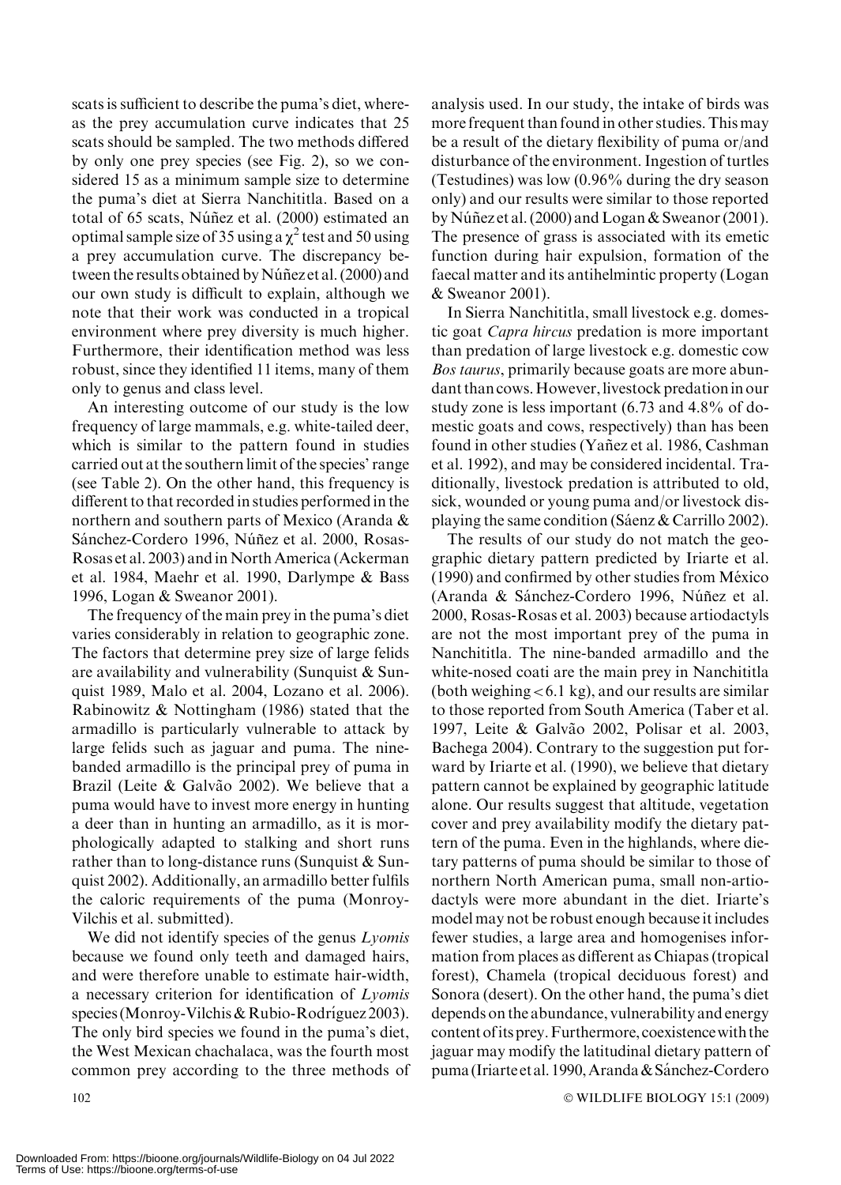scats is sufficient to describe the puma's diet, whereas the prey accumulation curve indicates that 25 scats should be sampled. The two methods differed by only one prey species (see Fig. 2), so we considered 15 as a minimum sample size to determine the puma's diet at Sierra Nanchititla. Based on a total of 65 scats, Núñez et al. (2000) estimated an optimal sample size of 35 using a $\chi^2$ test and 50 using a prey accumulation curve. The discrepancy between the results obtained by Núñez et al. (2000) and our own study is difficult to explain, although we note that their work was conducted in a tropical environment where prey diversity is much higher. Furthermore, their identification method was less robust, since they identified 11 items, many of them only to genus and class level.

An interesting outcome of our study is the low frequency of large mammals, e.g. white-tailed deer, which is similar to the pattern found in studies carried out at the southern limit of the species' range (see Table 2). On the other hand, this frequency is different to that recorded in studies performed in the northern and southern parts of Mexico (Aranda & Sánchez-Cordero 1996, Núñez et al. 2000, Rosas-Rosas et al. 2003) and in North America (Ackerman et al. 1984, Maehr et al. 1990, Darlympe & Bass 1996, Logan & Sweanor 2001).

The frequency of the main prey in the puma's diet varies considerably in relation to geographic zone. The factors that determine prey size of large felids are availability and vulnerability (Sunquist & Sunquist 1989, Malo et al. 2004, Lozano et al. 2006). Rabinowitz & Nottingham (1986) stated that the armadillo is particularly vulnerable to attack by large felids such as jaguar and puma. The nine-banded armadillo is the principal prey of puma in Brazil (Leite & Galvão 2002). We believe that a puma would have to invest more energy in hunting a deer than in hunting an armadillo, as it is morphologically adapted to stalking and short runs rather than to long-distance runs (Sunquist & Sunquist 2002). Additionally, an armadillo better fulfils the caloric requirements of the puma (Monroy-Vilchis et al. submitted).

We did not identify species of the genus *Lyomis* because we found only teeth and damaged hairs, and were therefore unable to estimate hair-width, a necessary criterion for identification of *Lyomis* species (Monroy-Vilchis & Rubio-Rodríguez 2003). The only bird species we found in the puma's diet, the West Mexican chachalaca, was the fourth most common prey according to the three methods of analysis used. In our study, the intake of birds was more frequent than found in other studies. This may be a result of the dietary flexibility of puma or/and disturbance of the environment. Ingestion of turtles (Testudines) was low (0.96% during the dry season only) and our results were similar to those reported by Núñez et al. (2000) and Logan & Sweanor (2001). The presence of grass is associated with its emetic function during hair expulsion, formation of the faecal matter and its antihelmintic property (Logan & Sweanor 2001).

In Sierra Nanchititla, small livestock e.g. domestic goat *Capra hircus* predation is more important than predation of large livestock e.g. domestic cow *Bos taurus*, primarily because goats are more abundant than cows. However, livestock predation in our study zone is less important (6.73 and 4.8% of domestic goats and cows, respectively) than has been found in other studies (Yañez et al. 1986, Cashman et al. 1992), and may be considered incidental. Traditionally, livestock predation is attributed to old, sick, wounded or young puma and/or livestock displaying the same condition (Sáenz & Carrillo 2002).

The results of our study do not match the geographic dietary pattern predicted by Iriarte et al. (1990) and confirmed by other studies from México (Aranda & Sánchez-Cordero 1996, Núñez et al. 2000, Rosas-Rosas et al. 2003) because artiodactyls are not the most important prey of the puma in Nanchititla. The nine-banded armadillo and the white-nosed coati are the main prey in Nanchititla (both weighing < 6.1 kg), and our results are similar to those reported from South America (Taber et al. 1997, Leite & Galvão 2002, Polisar et al. 2003, Bachega 2004). Contrary to the suggestion put forward by Iriarte et al. (1990), we believe that dietary pattern cannot be explained by geographic latitude alone. Our results suggest that altitude, vegetation cover and prey availability modify the dietary pattern of the puma. Even in the highlands, where dietary patterns of puma should be similar to those of northern North American puma, small non-artiodactyls were more abundant in the diet. Iriarte's model may not be robust enough because it includes fewer studies, a large area and homogenises information from places as different as Chiapas (tropical forest), Chamela (tropical deciduous forest) and Sonora (desert). On the other hand, the puma's diet depends on the abundance, vulnerability and energy content of its prey. Furthermore, coexistence with the jaguar may modify the latitudinal dietary pattern of puma (Iriarte et al. 1990, Aranda & Sánchez-Cordero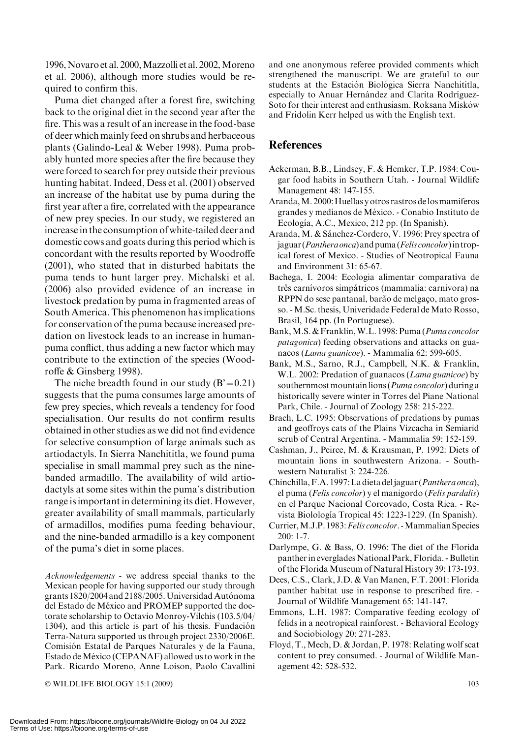1996, Novaro et al. 2000, Mazzolli et al. 2002, Moreno et al. 2006), although more studies would be required to confirm this.

Puma diet changed after a forest fire, switching back to the original diet in the second year after the fire. This was a result of an increase in the food-base of deer which mainly feed on shrubs and herbaceous plants (Galindo-Leal & Weber 1998). Puma probably hunted more species after the fire because they were forced to search for prey outside their previous hunting habitat. Indeed, Dess et al. (2001) observed an increase of the habitat use by puma during the first year after a fire, correlated with the appearance of new prey species. In our study, we registered an increase in the consumption of white-tailed deer and domestic cows and goats during this period which is concordant with the results reported by Woodroffe (2001), who stated that in disturbed habitats the puma tends to hunt larger prey. Michalski et al. (2006) also provided evidence of an increase in livestock predation by puma in fragmented areas of South America. This phenomenon has implications for conservation of the puma because increased predation on livestock leads to an increase in human-puma conflict, thus adding a new factor which may contribute to the extinction of the species (Woodroffe & Ginsberg 1998).

The niche breadth found in our study (B' = 0.21) suggests that the puma consumes large amounts of few prey species, which reveals a tendency for food specialisation. Our results do not confirm results obtained in other studies as we did not find evidence for selective consumption of large animals such as artiodactyls. In Sierra Nanchititla, we found puma specialise in small mammal prey such as the nine-banded armadillo. The availability of wild artiodactyls at some sites within the puma's distribution range is important in determining its diet. However, greater availability of small mammals, particularly of armadillos, modifies puma feeding behaviour, and the nine-banded armadillo is a key component of the puma's diet in some places.

*Acknowledgements* - we address special thanks to the Mexican people for having supported our study through grants 1820/2004 and 2188/2005. Universidad Autónoma del Estado de México and PROMEP supported the doctorate scholarship to Octavio Monroy-Vilchis (103.5/04/1304), and this article is part of his thesis. Fundación Terra-Natura supported us through project 2330/2006E. Comisión Estatal de Parques Naturales y de la Fauna, Estado de México (CEPANAF) allowed us to work in the Park. Ricardo Moreno, Anne Loison, Paolo Cavallini and one anonymous referee provided comments which strengthened the manuscript. We are grateful to our students at the Estación Biológica Sierra Nanchititla, especially to Anuar Hernández and Clarita Rodríguez-Soto for their interest and enthusiasm. Roksana Misków and Fridolin Kerr helped us with the English text.

## References

Ackerman, B.B., Lindsey, F. & Hemker, T.P. 1984: Cougar food habits in Southern Utah. - Journal Wildlife Management 48: 147-155.

Aranda, M. 2000: Huellas y otros rastros de los mamíferos grandes y medianos de México. - Conabio Instituto de Ecología, A.C., Mexico, 212 pp. (In Spanish).

Aranda, M. & Sánchez-Cordero, V. 1996: Prey spectra of jaguar (*Panthera onca*) and puma (*Felis concolor*) in tropical forest of Mexico. - Studies of Neotropical Fauna and Environment 31: 65-67.

Bachega, I. 2004: Ecologia alimentar comparativa de três carnívoros simpátricos (mammalia: carnivora) na RPPN do sesc pantanal, barão de melgaço, mato grosso. - M.Sc. thesis, Univeridade Federal de Mato Rosso, Brasil, 164 pp. (In Portuguese).

Bank, M.S. & Franklin, W.L. 1998: Puma (*Puma concolor patagonica*) feeding observations and attacks on guanacos (*Lama guanicoe*). - Mammalia 62: 599-605.

Bank, M.S., Sarno, R.J., Campbell, N.K. & Franklin, W.L. 2002: Predation of guanacos (*Lama guanicoe*) by southernmost mountain lions (*Puma concolor*) during a historically severe winter in Torres del Piane National Park, Chile. - Journal of Zoology 258: 215-222.

Brach, L.C. 1995: Observations of predations by pumas and geoffroys cats of the Plains Vizcacha in Semiarid scrub of Central Argentina. - Mammalia 59: 152-159.

Cashman, J., Peirce, M. & Krausman, P. 1992: Diets of mountain lions in southwestern Arizona. - Southwestern Naturalist 3: 224-226.

Chinchilla, F.A. 1997: La dieta del jaguar (*Panthera onca*), el puma (*Felis concolor*) y el manigordo (*Felis pardalis*) en el Parque Nacional Corcovado, Costa Rica. - Revista Biolología Tropical 45: 1223-1229. (In Spanish).

Currier, M.J.P. 1983: *Felis concolor*. - Mammalian Species 200: 1-7.

Darlympe, G. & Bass, O. 1996: The diet of the Florida panther in everglades National Park, Florida. - Bulletin of the Florida Museum of Natural History 39: 173-193.

Dees, C.S., Clark, J.D. & Van Manen, F.T. 2001: Florida panther habitat use in response to prescribed fire. - Journal of Wildlife Management 65: 141-147.

Emmons, L.H. 1987: Comparative feeding ecology of felids in a neotropical rainforest. - Behavioral Ecology and Sociobiology 20: 271-283.

Floyd, T., Mech, D. & Jordan, P. 1978: Relating wolf scat content to prey consumed. - Journal of Wildlife Management 42: 528-532.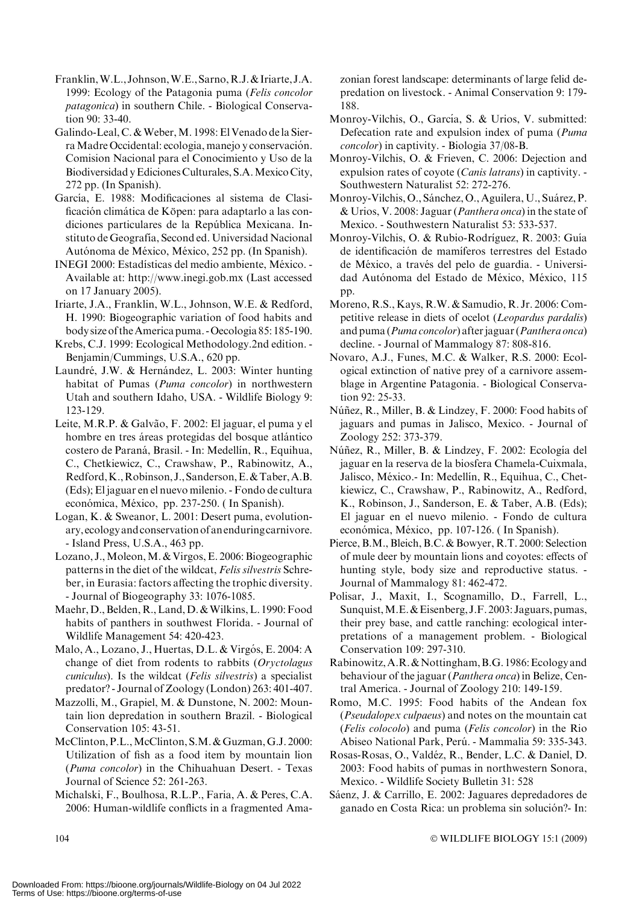Franklin, W.L., Johnson, W.E., Sarno, R.J. & Iriarte, J.A. 1999: Ecology of the Patagonia puma (*Felis concolor patagonica*) in southern Chile. - Biological Conservation 90: 33-40.

Galindo-Leal, C. & Weber, M. 1998: El Venado de la Sierra Madre Occidental: ecologia, manejo y conservación. Comision Nacional para el Conocimiento y Uso de la Biodiversidad y Ediciones Culturales, S.A. Mexico City, 272 pp. (In Spanish).

García, E. 1988: Modificaciones al sistema de Clasificación climática de Köpen: para adaptarlo a las condiciones particulares de la República Mexicana. Instituto de Geografía, Second ed. Universidad Nacional Autónoma de México, México, 252 pp. (In Spanish).

INEGI 2000: Estadísticas del medio ambiente, México. - Available at: http://www.inegi.gob.mx (Last accessed on 17 January 2005).

Iriarte, J.A., Franklin, W.L., Johnson, W.E. & Redford, H. 1990: Biogeographic variation of food habits and body size of the America puma. - Oecologia 85: 185-190.

Krebs, C.J. 1999: Ecological Methodology. 2nd edition. - Benjamin/Cummings, U.S.A., 620 pp.

Laundré, J.W. & Hernández, L. 2003: Winter hunting habitat of Pumas (*Puma concolor*) in northwestern Utah and southern Idaho, USA. - Wildlife Biology 9: 123-129.

Leite, M.R.P. & Galvão, F. 2002: El jaguar, el puma y el hombre en tres áreas protegidas del bosque atlántico costero de Paraná, Brasil. - In: Medellín, R., Equihua, C., Chetkiewicz, C., Crawshaw, P., Rabinowitz, A., Redford, K., Robinson, J., Sanderson, E. & Taber, A.B. (Eds); El jaguar en el nuevo milenio. - Fondo de cultura económica, México, pp. 237-250. ( In Spanish).

Logan, K. & Sweanor, L. 2001: Desert puma, evolutionary, ecology and conservation of an enduring carnivore. - Island Press, U.S.A., 463 pp.

Lozano, J., Moleon, M. & Virgos, E. 2006: Biogeographic patterns in the diet of the wildcat, *Felis silvestris* Schreber, in Eurasia: factors affecting the trophic diversity. - Journal of Biogeography 33: 1076-1085.

Maehr, D., Belden, R., Land, D. & Wilkins, L. 1990: Food habits of panthers in southwest Florida. - Journal of Wildlife Management 54: 420-423.

Malo, A., Lozano, J., Huertas, D.L. & Virgós, E. 2004: A change of diet from rodents to rabbits (*Oryctolagus cuniculus*). Is the wildcat (*Felis silvestris*) a specialist predator? - Journal of Zoology (London) 263: 401-407.

Mazzolli, M., Grapiel, M. & Dunstone, N. 2002: Mountain lion depredation in southern Brazil. - Biological Conservation 105: 43-51.

McClinton, P.L., McClinton, S.M. & Guzman, G.J. 2000: Utilization of fish as a food item by mountain lion (*Puma concolor*) in the Chihuahuan Desert. - Texas Journal of Science 52: 261-263.

Michalski, F., Boulhosa, R.L.P., Faria, A. & Peres, C.A. 2006: Human-wildlife conflicts in a fragmented Amazonian forest landscape: determinants of large felid depredation on livestock. - Animal Conservation 9: 179-188.

Monroy-Vilchis, O., García, S. & Urios, V. submitted: Defecation rate and expulsion index of puma (*Puma concolor*) in captivity. - Biologia 37/08-B.

Monroy-Vilchis, O. & Frieven, C. 2006: Dejection and expulsion rates of coyote (*Canis latrans*) in captivity. - Southwestern Naturalist 52: 272-276.

Monroy-Vilchis, O., Sánchez, O., Aguilera, U., Suárez, P. & Urios, V. 2008: Jaguar (*Panthera onca*) in the state of Mexico. - Southwestern Naturalist 53: 533-537.

Monroy-Vilchis, O. & Rubio-Rodríguez, R. 2003: Guía de identificación de mamíferos terrestres del Estado de México, a través del pelo de guardia. - Universidad Autónoma del Estado de México, México, 115 pp.

Moreno, R.S., Kays, R.W. & Samudio, R. Jr. 2006: Competitive release in diets of ocelot (*Leopardus pardalis*) and puma (*Puma concolor*) after jaguar (*Panthera onca*) decline. - Journal of Mammalogy 87: 808-816.

Novaro, A.J., Funes, M.C. & Walker, R.S. 2000: Ecological extinction of native prey of a carnivore assemblage in Argentine Patagonia. - Biological Conservation 92: 25-33.

Núñez, R., Miller, B. & Lindzey, F. 2000: Food habits of jaguars and pumas in Jalisco, Mexico. - Journal of Zoology 252: 373-379.

Núñez, R., Miller, B. & Lindzey, F. 2002: Ecología del jaguar en la reserva de la biosfera Chamela-Cuixmala, Jalisco, México.- In: Medellín, R., Equihua, C., Chetkiewicz, C., Crawshaw, P., Rabinowitz, A., Redford, K., Robinson, J., Sanderson, E. & Taber, A.B. (Eds); El jaguar en el nuevo milenio. - Fondo de cultura económica, México, pp. 107-126. ( In Spanish).

Pierce, B.M., Bleich, B.C. & Bowyer, R.T. 2000: Selection of mule deer by mountain lions and coyotes: effects of hunting style, body size and reproductive status. - Journal of Mammalogy 81: 462-472.

Polisar, J., Maxit, I., Scognamillo, D., Farrell, L., Sunquist, M.E. & Eisenberg, J.F. 2003: Jaguars, pumas, their prey base, and cattle ranching: ecological interpretations of a management problem. - Biological Conservation 109: 297-310.

Rabinowitz, A.R. & Nottingham, B.G. 1986: Ecology and behaviour of the jaguar (*Panthera onca*) in Belize, Central America. - Journal of Zoology 210: 149-159.

Romo, M.C. 1995: Food habits of the Andean fox (*Pseudalopex culpaeus*) and notes on the mountain cat (*Felis colocolo*) and puma (*Felis concolor*) in the Rio Abiseo National Park, Perú. - Mammalia 59: 335-343.

Rosas-Rosas, O., Valdéz, R., Bender, L.C. & Daniel, D. 2003: Food habits of pumas in northwestern Sonora, Mexico. - Wildlife Society Bulletin 31: 528

Sáenz, J. & Carrillo, E. 2002: Jaguares depredadores de ganado en Costa Rica: un problema sin solución?- In: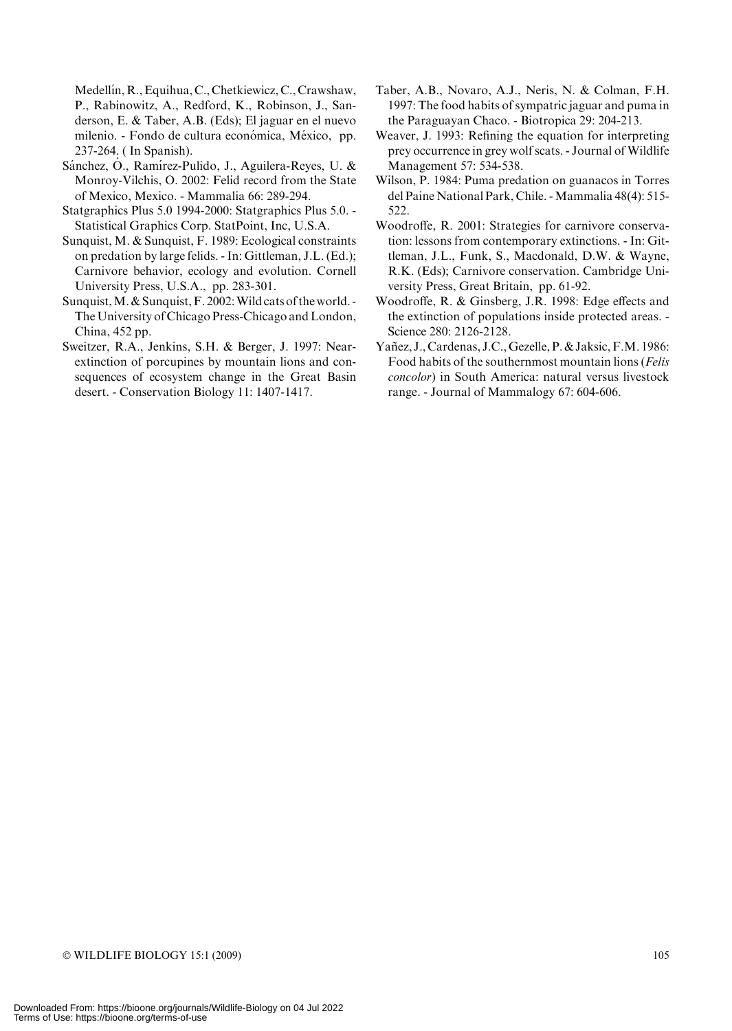Medellín, R., Equihua, C., Chetkiewicz, C., Crawshaw, P., Rabinowitz, A., Redford, K., Robinson, J., Sanderson, E. & Taber, A.B. (Eds); El jaguar en el nuevo milenio. - Fondo de cultura económica, México, pp. 237-264. ( In Spanish).

Sánchez, O., Ramírez-Pulido, J., Aguilera-Reyes, U. & Monroy-Vilchis, O. 2002: Felid record from the State of Mexico, Mexico. - Mammalia 66: 289-294.

Statgraphics Plus 5.0 1994-2000: Statgraphics Plus 5.0. - Statistical Graphics Corp. StatPoint, Inc, U.S.A.

Sunquist, M. & Sunquist, F. 1989: Ecological constraints on predation by large felids. - In: Gittleman, J.L. (Ed.); Carnivore behavior, ecology and evolution. Cornell University Press, U.S.A., pp. 283-301.

Sunquist, M. & Sunquist, F. 2002: Wild cats of the world. - The University of Chicago Press-Chicago and London, China, 452 pp.

Sweitzer, R.A., Jenkins, S.H. & Berger, J. 1997: Near-extinction of porcupines by mountain lions and consequences of ecosystem change in the Great Basin desert. - Conservation Biology 11: 1407-1417.

Taber, A.B., Novaro, A.J., Neris, N. & Colman, F.H. 1997: The food habits of sympatric jaguar and puma in the Paraguayan Chaco. - Biotropica 29: 204-213.

Weaver, J. 1993: Refining the equation for interpreting prey occurrence in grey wolf scats. - Journal of Wildlife Management 57: 534-538.

Wilson, P. 1984: Puma predation on guanacos in Torres del Paine National Park, Chile. - Mammalia 48(4): 515-522.

Woodroffe, R. 2001: Strategies for carnivore conservation: lessons from contemporary extinctions. - In: Gittleman, J.L., Funk, S., Macdonald, D.W. & Wayne, R.K. (Eds); Carnivore conservation. Cambridge University Press, Great Britain, pp. 61-92.

Woodroffe, R. & Ginsberg, J.R. 1998: Edge effects and the extinction of populations inside protected areas. - Science 280: 2126-2128.

Yañez, J., Cardenas, J.C., Gezelle, P. & Jaksic, F.M. 1986: Food habits of the southernmost mountain lions (*Felis concolor*) in South America: natural versus livestock range. - Journal of Mammalogy 67: 604-606.